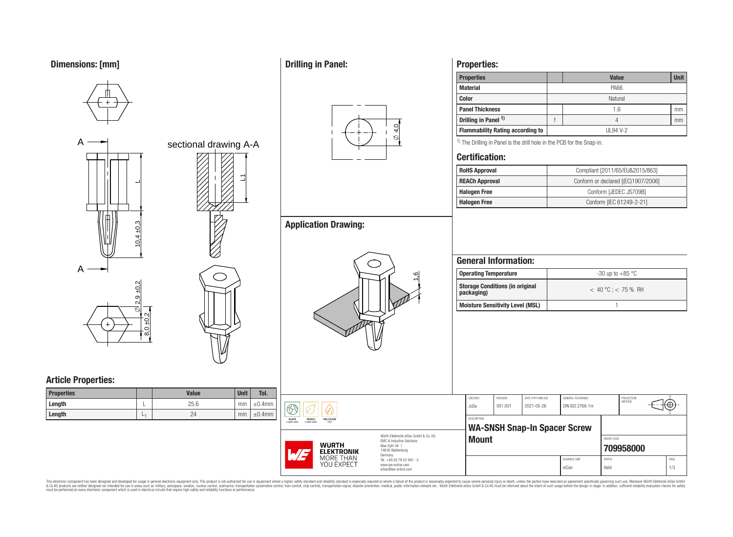## Dimensions: [mm]

sectional drawing A-A

## Article Properties:

| Properties | | Value | Unit | Tol. |
|---|---|---|---|---|
| Length | L | 25.6 | mm | ±0.4mm |
| Length | $L_1$ | 24 | mm | ±0.4mm |

## Drilling in Panel:

## Application Drawing:

## Properties:

| Properties | | Value | Unit |
|---|---|---|---|
| Material | | PA66 | |
| Color | | Natural | |
| Panel Thickness | | 1.6 | mm |
| Drilling in Panel [1)] | f | 4 | mm |
| Flammability Rating according to | | UL94 V-2 | |

[1)] The Drilling in Panel is the drill hole in the PCB for the Snap-in.

## Certification:

| | |
|---|---|
| RoHS Approval | Compliant [2011/65/EU&2015/863] |
| REACh Approval | Conform or declared [(EC)1907/2006] |
| Halogen Free | Conform [JEDEC JS709B] |
| Halogen Free | Conform [IEC 61249-2-21] |

## General Information:

| | |
|---|---|
| Operating Temperature | -30 up to +85 °C |
| Storage Conditions (in original packaging) | < 40 °C ; < 75 % RH |
| Moisture Sensitivity Level (MSL) | 1 |

| CHECKED | REVISION | DATE (YYYY-MM-DD) | GENERAL TOLERANCE | PROJECTION METHOD |
|---|---|---|---|---|
| JuSa | 001.001 | 2021-05-26 | DIN ISO 2768-1m | |

DESCRIPTION

**WA-SNSH Snap-In Spacer Screw Mount**

ORDER CODE: **709958000**

BUSINESS UNIT: eiCan | STATUS: Valid | PAGE: 1/3

Würth Elektronik eiSos GmbH & Co. KG
EMC & Inductive Solutions
Max-Eyth-Str. 1
74638 Waldenburg
Germany
Tel. +49 (0) 79 42 945 - 0
www.we-online.com
eiSos@we-online.com

WÜRTH ELEKTRONIK MORE THAN YOU EXPECT

This electronic component has been designed and developed for usage in general electronic equipment only. This product is not authorized for use in equipment where a higher safety standard and reliability standard is especially required or where a failure of the product is reasonably expected to cause severe personal injury or death, unless the parties have executed an agreement specifically governing such use. Moreover Würth Elektronik eiSos GmbH & Co KG products are neither designed nor intended for use in areas such as military, aerospace, aviation, nuclear control, submarine, transportation (automotive control, train control, ship control), transportation signal, disaster prevention, medical, public information network etc.. Würth Elektronik eiSos GmbH & Co KG must be informed about the intent of such usage before the design-in stage. In addition, sufficient reliability evaluation checks for safety must be performed on every electronic component which is used in electrical circuits that require high safety and reliability functions or performance.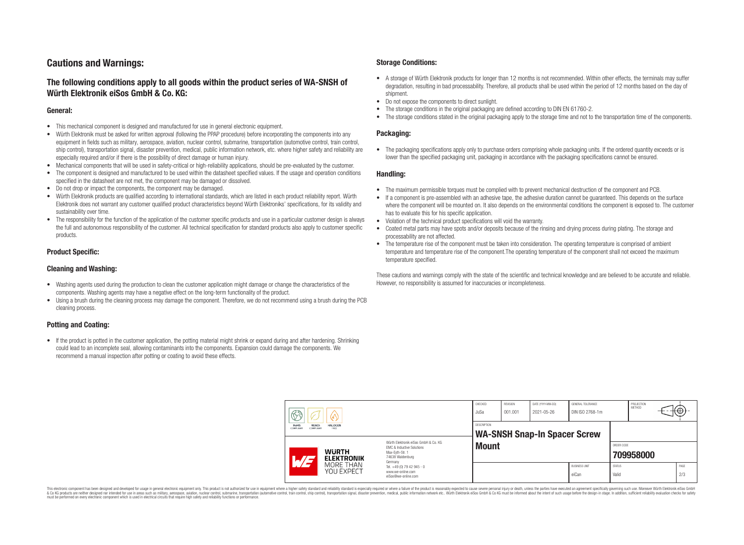# Cautions and Warnings:

## The following conditions apply to all goods within the product series of WA-SNSH of Würth Elektronik eiSos GmbH & Co. KG:

### General:

- This mechanical component is designed and manufactured for use in general electronic equipment.
- Würth Elektronik must be asked for written approval (following the PPAP procedure) before incorporating the components into any equipment in fields such as military, aerospace, aviation, nuclear control, submarine, transportation (automotive control, train control, ship control), transportation signal, disaster prevention, medical, public information network, etc. where higher safety and reliability are especially required and/or if there is the possibility of direct damage or human injury.
- Mechanical components that will be used in safety-critical or high-reliability applications, should be pre-evaluated by the customer.
- The component is designed and manufactured to be used within the datasheet specified values. If the usage and operation conditions specified in the datasheet are not met, the component may be damaged or dissolved.
- Do not drop or impact the components, the component may be damaged.
- Würth Elektronik products are qualified according to international standards, which are listed in each product reliability report. Würth Elektronik does not warrant any customer qualified product characteristics beyond Würth Elektroniks' specifications, for its validity and sustainability over time.
- The responsibility for the function of the application of the customer specific products and use in a particular customer design is always the full and autonomous responsibility of the customer. All technical specification for standard products also apply to customer specific products.

### Product Specific:

### Cleaning and Washing:

- Washing agents used during the production to clean the customer application might damage or change the characteristics of the components. Washing agents may have a negative effect on the long-term functionality of the product.
- Using a brush during the cleaning process may damage the component. Therefore, we do not recommend using a brush during the PCB cleaning process.

### Potting and Coating:

- If the product is potted in the customer application, the potting material might shrink or expand during and after hardening. Shrinking could lead to an incomplete seal, allowing contaminants into the components. Expansion could damage the components. We recommend a manual inspection after potting or coating to avoid these effects.

### Storage Conditions:

- A storage of Würth Elektronik products for longer than 12 months is not recommended. Within other effects, the terminals may suffer degradation, resulting in bad processability. Therefore, all products shall be used within the period of 12 months based on the day of shipment.
- Do not expose the components to direct sunlight.
- The storage conditions in the original packaging are defined according to DIN EN 61760-2.
- The storage conditions stated in the original packaging apply to the storage time and not to the transportation time of the components.

### Packaging:

- The packaging specifications apply only to purchase orders comprising whole packaging units. If the ordered quantity exceeds or is lower than the specified packaging unit, packaging in accordance with the packaging specifications cannot be ensured.

### Handling:

- The maximum permissible torques must be complied with to prevent mechanical destruction of the component and PCB.
- If a component is pre-assembled with an adhesive tape, the adhesive duration cannot be guaranteed. This depends on the surface where the component will be mounted on. It also depends on the environmental conditions the component is exposed to. The customer has to evaluate this for his specific application.
- Violation of the technical product specifications will void the warranty.
- Coated metal parts may have spots and/or deposits because of the rinsing and drying process during plating. The storage and processability are not affected.
- The temperature rise of the component must be taken into consideration. The operating temperature is comprised of ambient temperature and temperature rise of the component.The operating temperature of the component shall not exceed the maximum temperature specified.

These cautions and warnings comply with the state of the scientific and technical knowledge and are believed to be accurate and reliable. However, no responsibility is assumed for inaccuracies or incompleteness.

| CHECKED | REVISION | DATE (YYYY-MM-DD) | GENERAL TOLERANCE | PROJECTION METHOD |
|---|---|---|---|---|
| JuSa | 001.001 | 2021-05-26 | DIN ISO 2768-1m | |

| DESCRIPTION | ORDER CODE | BUSINESS UNIT | STATUS | PAGE |
|---|---|---|---|---|
| WA-SNSH Snap-In Spacer Screw Mount | 709958000 | eiCan | Valid | 2/3 |

Würth Elektronik eiSos GmbH & Co. KG
EMC & Inductive Solutions
Max-Eyth-Str. 1
74638 Waldenburg
Germany
Tel. +49 (0) 79 42 945 - 0
www.we-online.com
eiSos@we-online.com

This electronic component has been designed and developed for usage in general electronic equipment only. This product is not authorized for use in equipment where a higher safety standard and reliability standard is especially required or where a failure of the product is reasonably expected to cause severe personal injury or death, unless the parties have executed an agreement specifically governing such use. Moreover Würth Elektronik eiSos GmbH & Co KG products are neither designed nor intended for use in areas such as military, aerospace, aviation, nuclear control, submarine, transportation (automotive control, train control, ship control), transportation signal, disaster prevention, medical, public information network etc.. Würth Elektronik eiSos GmbH & Co KG must be informed about the intent of such usage before the design-in stage. In addition, sufficient reliability evaluation checks for safety must be performed on every electronic component which is used in electrical circuits that require high safety and reliability functions or performance.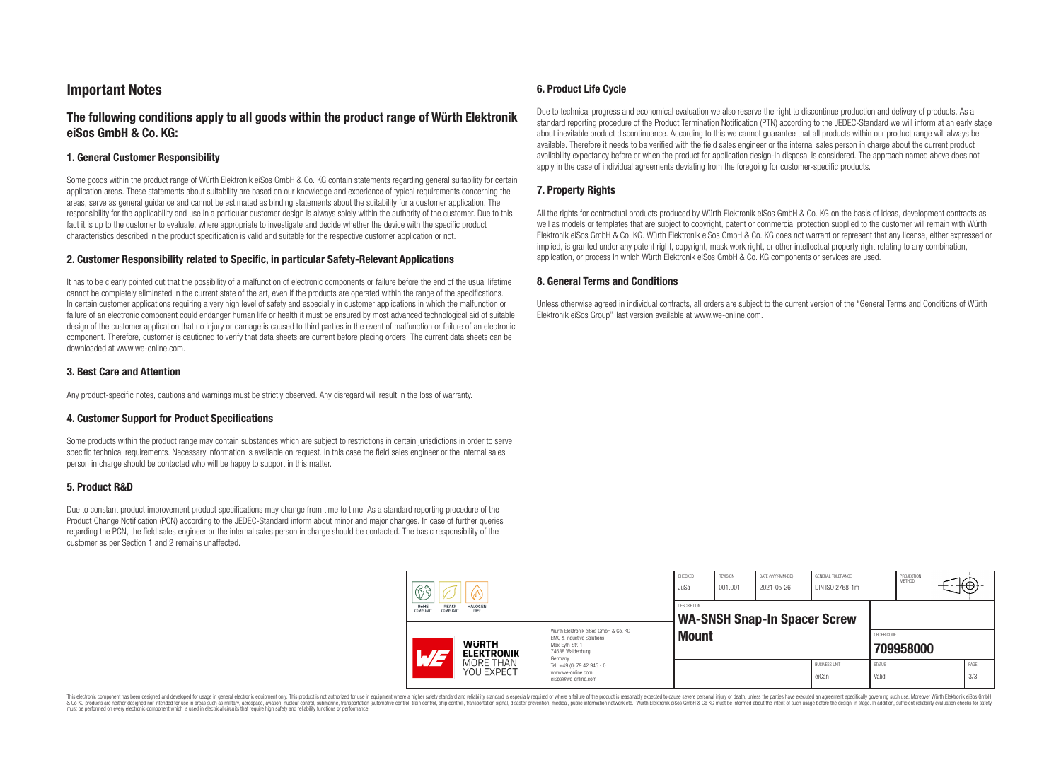# Important Notes

## The following conditions apply to all goods within the product range of Würth Elektronik eiSos GmbH & Co. KG:

### 1. General Customer Responsibility

Some goods within the product range of Würth Elektronik eiSos GmbH & Co. KG contain statements regarding general suitability for certain application areas. These statements about suitability are based on our knowledge and experience of typical requirements concerning the areas, serve as general guidance and cannot be estimated as binding statements about the suitability for a customer application. The responsibility for the applicability and use in a particular customer design is always solely within the authority of the customer. Due to this fact it is up to the customer to evaluate, where appropriate to investigate and decide whether the device with the specific product characteristics described in the product specification is valid and suitable for the respective customer application or not.

### 2. Customer Responsibility related to Specific, in particular Safety-Relevant Applications

It has to be clearly pointed out that the possibility of a malfunction of electronic components or failure before the end of the usual lifetime cannot be completely eliminated in the current state of the art, even if the products are operated within the range of the specifications. In certain customer applications requiring a very high level of safety and especially in customer applications in which the malfunction or failure of an electronic component could endanger human life or health it must be ensured by most advanced technological aid of suitable design of the customer application that no injury or damage is caused to third parties in the event of malfunction or failure of an electronic component. Therefore, customer is cautioned to verify that data sheets are current before placing orders. The current data sheets can be downloaded at www.we-online.com.

### 3. Best Care and Attention

Any product-specific notes, cautions and warnings must be strictly observed. Any disregard will result in the loss of warranty.

### 4. Customer Support for Product Specifications

Some products within the product range may contain substances which are subject to restrictions in certain jurisdictions in order to serve specific technical requirements. Necessary information is available on request. In this case the field sales engineer or the internal sales person in charge should be contacted who will be happy to support in this matter.

### 5. Product R&D

Due to constant product improvement product specifications may change from time to time. As a standard reporting procedure of the Product Change Notification (PCN) according to the JEDEC-Standard inform about minor and major changes. In case of further queries regarding the PCN, the field sales engineer or the internal sales person in charge should be contacted. The basic responsibility of the customer as per Section 1 and 2 remains unaffected.

### 6. Product Life Cycle

Due to technical progress and economical evaluation we also reserve the right to discontinue production and delivery of products. As a standard reporting procedure of the Product Termination Notification (PTN) according to the JEDEC-Standard we will inform at an early stage about inevitable product discontinuance. According to this we cannot guarantee that all products within our product range will always be available. Therefore it needs to be verified with the field sales engineer or the internal sales person in charge about the current product availability expectancy before or when the product for application design-in disposal is considered. The approach named above does not apply in the case of individual agreements deviating from the foregoing for customer-specific products.

### 7. Property Rights

All the rights for contractual products produced by Würth Elektronik eiSos GmbH & Co. KG on the basis of ideas, development contracts as well as models or templates that are subject to copyright, patent or commercial protection supplied to the customer will remain with Würth Elektronik eiSos GmbH & Co. KG. Würth Elektronik eiSos GmbH & Co. KG does not warrant or represent that any license, either expressed or implied, is granted under any patent right, copyright, mask work right, or other intellectual property right relating to any combination, application, or process in which Würth Elektronik eiSos GmbH & Co. KG components or services are used.

### 8. General Terms and Conditions

Unless otherwise agreed in individual contracts, all orders are subject to the current version of the "General Terms and Conditions of Würth Elektronik eiSos Group", last version available at www.we-online.com.

| | | | | | | |
|---|---|---|---|---|---|---|
| RoHS COMPLIANT / REACh COMPLIANT / HALOGEN FREE | CHECKED JuSa | REVISION 001.001 | DATE (YYYY-MM-DD) 2021-05-26 | GENERAL TOLERANCE DIN ISO 2768-1m | PROJECTION METHOD | |
| | DESCRIPTION **WA-SNSH Snap-In Spacer Screw Mount** | | | | | |
| WÜRTH ELEKTRONIK MORE THAN YOU EXPECT — Würth Elektronik eiSos GmbH & Co. KG, EMC & Inductive Solutions, Max-Eyth-Str. 1, 74638 Waldenburg, Germany, Tel. +49 (0) 79 42 945 - 0, www.we-online.com, eiSos@we-online.com | | | | | ORDER CODE **709958000** | |
| | | | | BUSINESS UNIT eiCan | STATUS Valid | PAGE 3/3 |

This electronic component has been designed and developed for usage in general electronic equipment only. This product is not authorized for use in equipment where a higher safety standard and reliability standard is especially required or where a failure of the product is reasonably expected to cause severe personal injury or death, unless the parties have executed an agreement specifically governing such use. Moreover Würth Elektronik eiSos GmbH & Co KG products are neither designed nor intended for use in areas such as military, aerospace, aviation, nuclear control, submarine, transportation (automotive control, train control, ship control), transportation signal, disaster prevention, medical, public information network etc.. Würth Elektronik eiSos GmbH & Co KG must be informed about the intent of such usage before the design-in stage. In addition, sufficient reliability evaluation checks for safety must be performed on every electronic component which is used in electrical circuits that require high safety and reliability functions or performance.